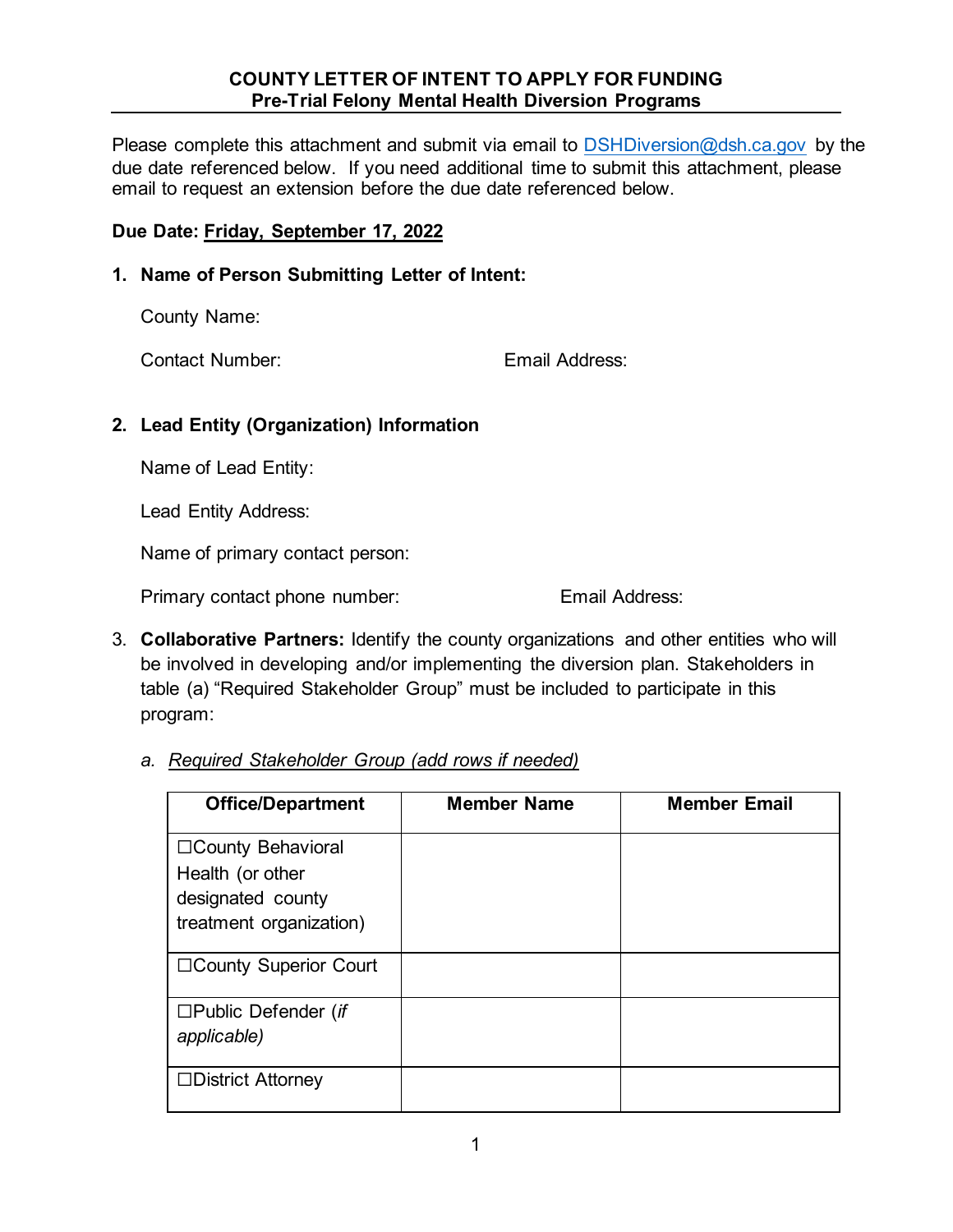**COUNTY LETTER OF INTENT TO APPLY FOR FUNDING**
**Pre-Trial Felony Mental Health Diversion Programs**

Please complete this attachment and submit via email to DSHDiversion@dsh.ca.gov by the due date referenced below. If you need additional time to submit this attachment, please email to request an extension before the due date referenced below.

**Due Date: Friday, September 17, 2022**

**1. Name of Person Submitting Letter of Intent:**

County Name:

Contact Number: Email Address:

**2. Lead Entity (Organization) Information**

Name of Lead Entity:

Lead Entity Address:

Name of primary contact person:

Primary contact phone number: Email Address:

3. **Collaborative Partners:** Identify the county organizations and other entities who will be involved in developing and/or implementing the diversion plan. Stakeholders in table (a) "Required Stakeholder Group" must be included to participate in this program:

a. *Required Stakeholder Group (add rows if needed)*

| Office/Department | Member Name | Member Email |
| --- | --- | --- |
| ☐County Behavioral Health (or other designated county treatment organization) | | |
| ☐County Superior Court | | |
| ☐Public Defender (*if applicable)* | | |
| ☐District Attorney | | |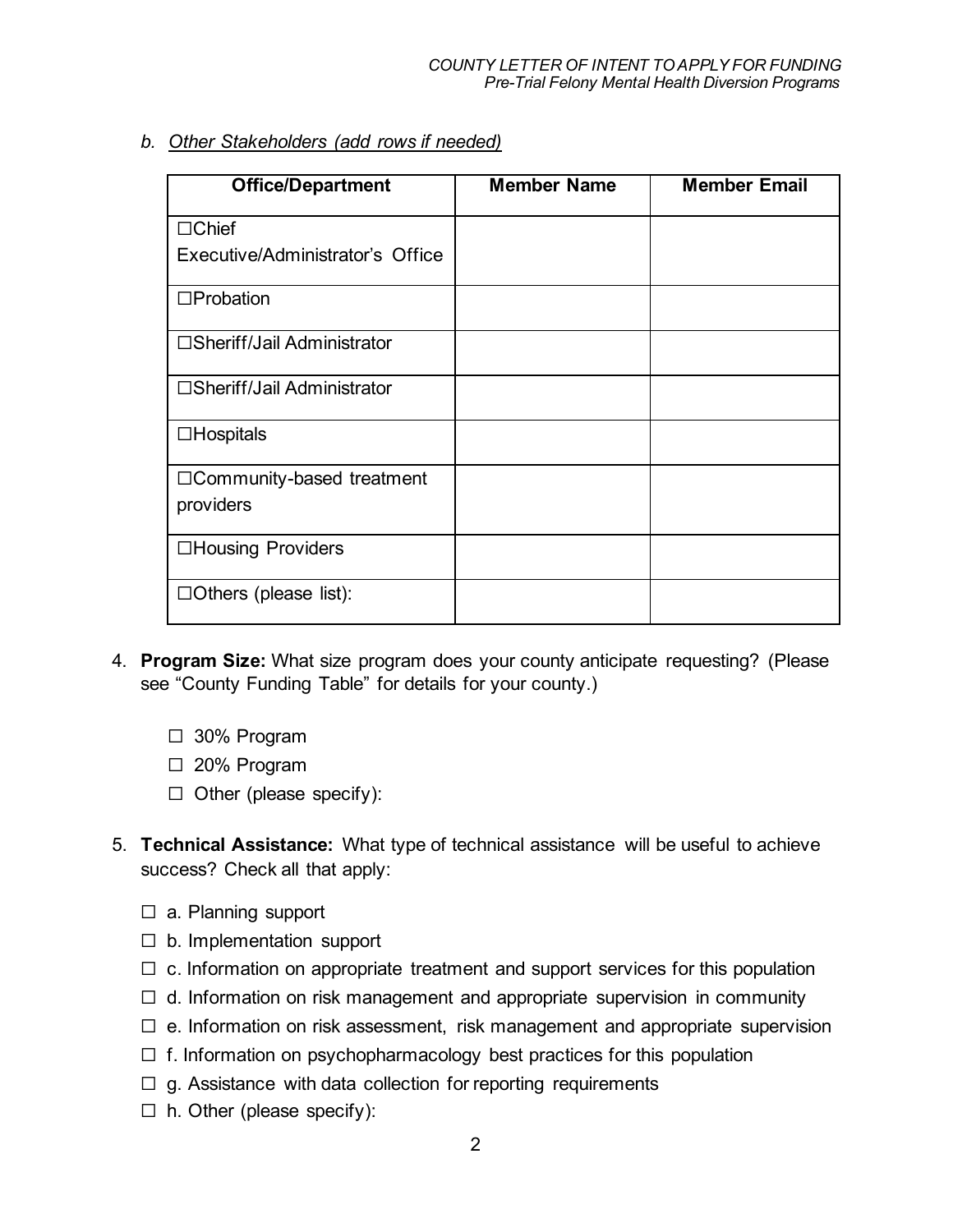*b. Other Stakeholders (add rows if needed)*

| Office/Department | Member Name | Member Email |
|---|---|---|
| ☐Chief Executive/Administrator's Office | | |
| ☐Probation | | |
| ☐Sheriff/Jail Administrator | | |
| ☐Sheriff/Jail Administrator | | |
| ☐Hospitals | | |
| ☐Community-based treatment providers | | |
| ☐Housing Providers | | |
| ☐Others (please list): | | |

4. **Program Size:** What size program does your county anticipate requesting? (Please see "County Funding Table" for details for your county.)

   ☐ 30% Program
   ☐ 20% Program
   ☐ Other (please specify):

5. **Technical Assistance:** What type of technical assistance will be useful to achieve success? Check all that apply:

   ☐ a. Planning support
   ☐ b. Implementation support
   ☐ c. Information on appropriate treatment and support services for this population
   ☐ d. Information on risk management and appropriate supervision in community
   ☐ e. Information on risk assessment, risk management and appropriate supervision
   ☐ f. Information on psychopharmacology best practices for this population
   ☐ g. Assistance with data collection for reporting requirements
   ☐ h. Other (please specify):